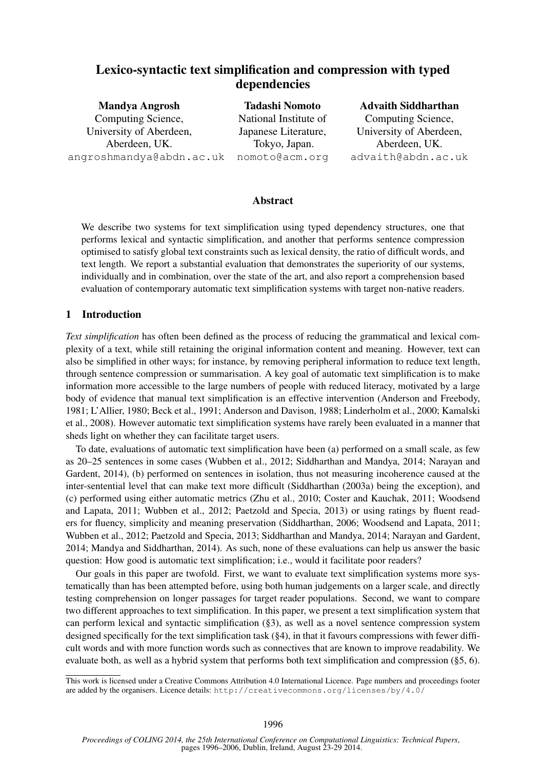# Lexico-syntactic text simplification and compression with typed dependencies

**Mandya Angrosh**
Computing Science,
University of Aberdeen,
Aberdeen, UK.
angroshmandya@abdn.ac.uk

**Tadashi Nomoto**
National Institute of
Japanese Literature,
Tokyo, Japan.
nomoto@acm.org

**Advaith Siddharthan**
Computing Science,
University of Aberdeen,
Aberdeen, UK.
advaith@abdn.ac.uk

## Abstract

We describe two systems for text simplification using typed dependency structures, one that performs lexical and syntactic simplification, and another that performs sentence compression optimised to satisfy global text constraints such as lexical density, the ratio of difficult words, and text length. We report a substantial evaluation that demonstrates the superiority of our systems, individually and in combination, over the state of the art, and also report a comprehension based evaluation of contemporary automatic text simplification systems with target non-native readers.

## 1 Introduction

*Text simplification* has often been defined as the process of reducing the grammatical and lexical complexity of a text, while still retaining the original information content and meaning. However, text can also be simplified in other ways; for instance, by removing peripheral information to reduce text length, through sentence compression or summarisation. A key goal of automatic text simplification is to make information more accessible to the large numbers of people with reduced literacy, motivated by a large body of evidence that manual text simplification is an effective intervention (Anderson and Freebody, 1981; L'Allier, 1980; Beck et al., 1991; Anderson and Davison, 1988; Linderholm et al., 2000; Kamalski et al., 2008). However automatic text simplification systems have rarely been evaluated in a manner that sheds light on whether they can facilitate target users.

To date, evaluations of automatic text simplification have been (a) performed on a small scale, as few as 20–25 sentences in some cases (Wubben et al., 2012; Siddharthan and Mandya, 2014; Narayan and Gardent, 2014), (b) performed on sentences in isolation, thus not measuring incoherence caused at the inter-sentential level that can make text more difficult (Siddharthan (2003a) being the exception), and (c) performed using either automatic metrics (Zhu et al., 2010; Coster and Kauchak, 2011; Woodsend and Lapata, 2011; Wubben et al., 2012; Paetzold and Specia, 2013) or using ratings by fluent readers for fluency, simplicity and meaning preservation (Siddharthan, 2006; Woodsend and Lapata, 2011; Wubben et al., 2012; Paetzold and Specia, 2013; Siddharthan and Mandya, 2014; Narayan and Gardent, 2014; Mandya and Siddharthan, 2014). As such, none of these evaluations can help us answer the basic question: How good is automatic text simplification; i.e., would it facilitate poor readers?

Our goals in this paper are twofold. First, we want to evaluate text simplification systems more systematically than has been attempted before, using both human judgements on a larger scale, and directly testing comprehension on longer passages for target reader populations. Second, we want to compare two different approaches to text simplification. In this paper, we present a text simplification system that can perform lexical and syntactic simplification (§3), as well as a novel sentence compression system designed specifically for the text simplification task (§4), in that it favours compressions with fewer difficult words and with more function words such as connectives that are known to improve readability. We evaluate both, as well as a hybrid system that performs both text simplification and compression (§5, 6).

This work is licensed under a Creative Commons Attribution 4.0 International Licence. Page numbers and proceedings footer are added by the organisers. Licence details: http://creativecommons.org/licenses/by/4.0/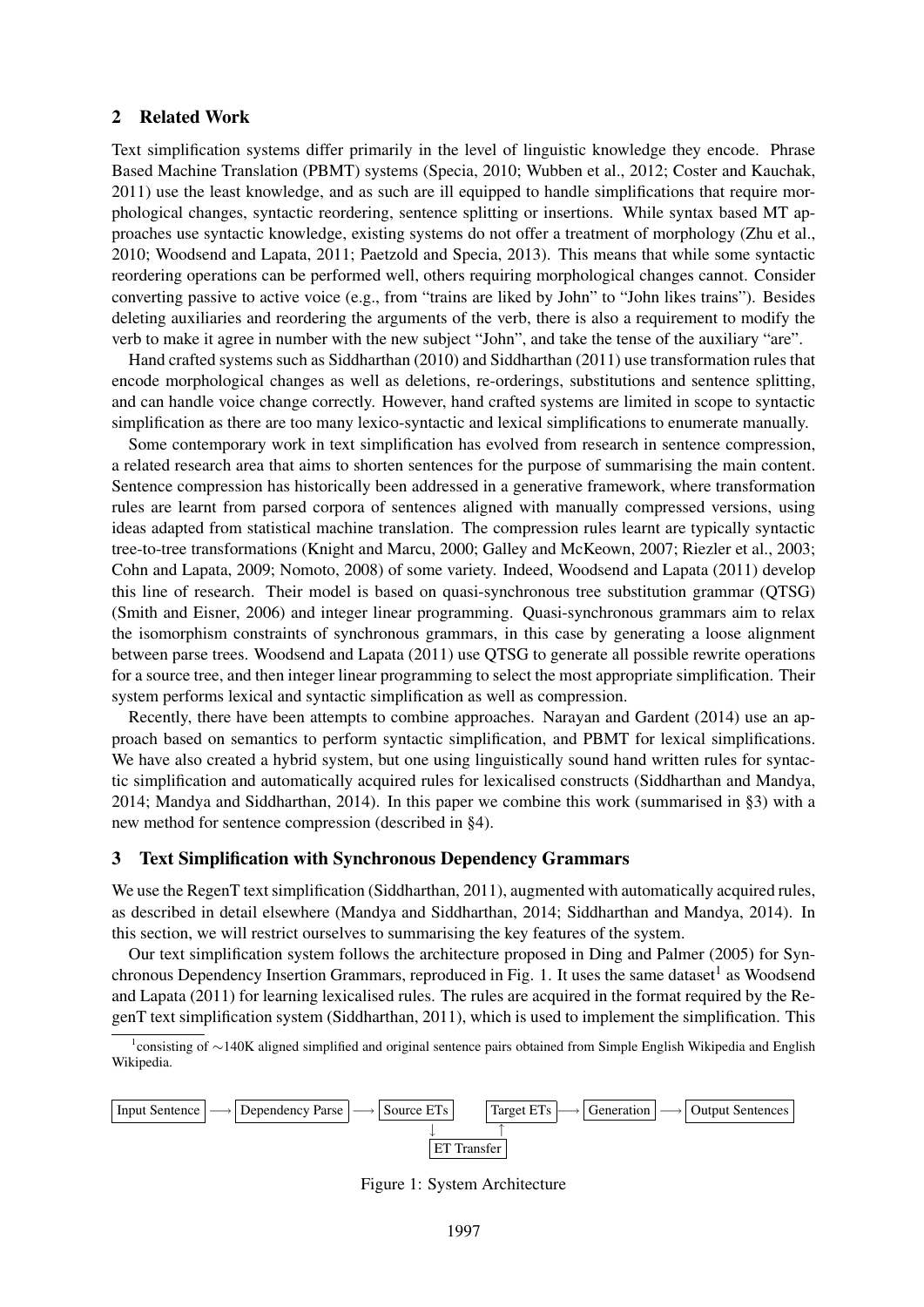## 2 Related Work

Text simplification systems differ primarily in the level of linguistic knowledge they encode. Phrase Based Machine Translation (PBMT) systems (Specia, 2010; Wubben et al., 2012; Coster and Kauchak, 2011) use the least knowledge, and as such are ill equipped to handle simplifications that require morphological changes, syntactic reordering, sentence splitting or insertions. While syntax based MT approaches use syntactic knowledge, existing systems do not offer a treatment of morphology (Zhu et al., 2010; Woodsend and Lapata, 2011; Paetzold and Specia, 2013). This means that while some syntactic reordering operations can be performed well, others requiring morphological changes cannot. Consider converting passive to active voice (e.g., from "trains are liked by John" to "John likes trains"). Besides deleting auxiliaries and reordering the arguments of the verb, there is also a requirement to modify the verb to make it agree in number with the new subject "John", and take the tense of the auxiliary "are".

Hand crafted systems such as Siddharthan (2010) and Siddharthan (2011) use transformation rules that encode morphological changes as well as deletions, re-orderings, substitutions and sentence splitting, and can handle voice change correctly. However, hand crafted systems are limited in scope to syntactic simplification as there are too many lexico-syntactic and lexical simplifications to enumerate manually.

Some contemporary work in text simplification has evolved from research in sentence compression, a related research area that aims to shorten sentences for the purpose of summarising the main content. Sentence compression has historically been addressed in a generative framework, where transformation rules are learnt from parsed corpora of sentences aligned with manually compressed versions, using ideas adapted from statistical machine translation. The compression rules learnt are typically syntactic tree-to-tree transformations (Knight and Marcu, 2000; Galley and McKeown, 2007; Riezler et al., 2003; Cohn and Lapata, 2009; Nomoto, 2008) of some variety. Indeed, Woodsend and Lapata (2011) develop this line of research. Their model is based on quasi-synchronous tree substitution grammar (QTSG) (Smith and Eisner, 2006) and integer linear programming. Quasi-synchronous grammars aim to relax the isomorphism constraints of synchronous grammars, in this case by generating a loose alignment between parse trees. Woodsend and Lapata (2011) use QTSG to generate all possible rewrite operations for a source tree, and then integer linear programming to select the most appropriate simplification. Their system performs lexical and syntactic simplification as well as compression.

Recently, there have been attempts to combine approaches. Narayan and Gardent (2014) use an approach based on semantics to perform syntactic simplification, and PBMT for lexical simplifications. We have also created a hybrid system, but one using linguistically sound hand written rules for syntactic simplification and automatically acquired rules for lexicalised constructs (Siddharthan and Mandya, 2014; Mandya and Siddharthan, 2014). In this paper we combine this work (summarised in §3) with a new method for sentence compression (described in §4).

## 3 Text Simplification with Synchronous Dependency Grammars

We use the RegenT text simplification (Siddharthan, 2011), augmented with automatically acquired rules, as described in detail elsewhere (Mandya and Siddharthan, 2014; Siddharthan and Mandya, 2014). In this section, we will restrict ourselves to summarising the key features of the system.

Our text simplification system follows the architecture proposed in Ding and Palmer (2005) for Synchronous Dependency Insertion Grammars, reproduced in Fig. 1. It uses the same dataset[1] as Woodsend and Lapata (2011) for learning lexicalised rules. The rules are acquired in the format required by the RegenT text simplification system (Siddharthan, 2011), which is used to implement the simplification. This

[1]consisting of ∼140K aligned simplified and original sentence pairs obtained from Simple English Wikipedia and English Wikipedia.

Input Sentence ⟶ Dependency Parse ⟶ Source ETs ↓ ET Transfer ↑ Target ETs ⟶ Generation ⟶ Output Sentences

Figure 1: System Architecture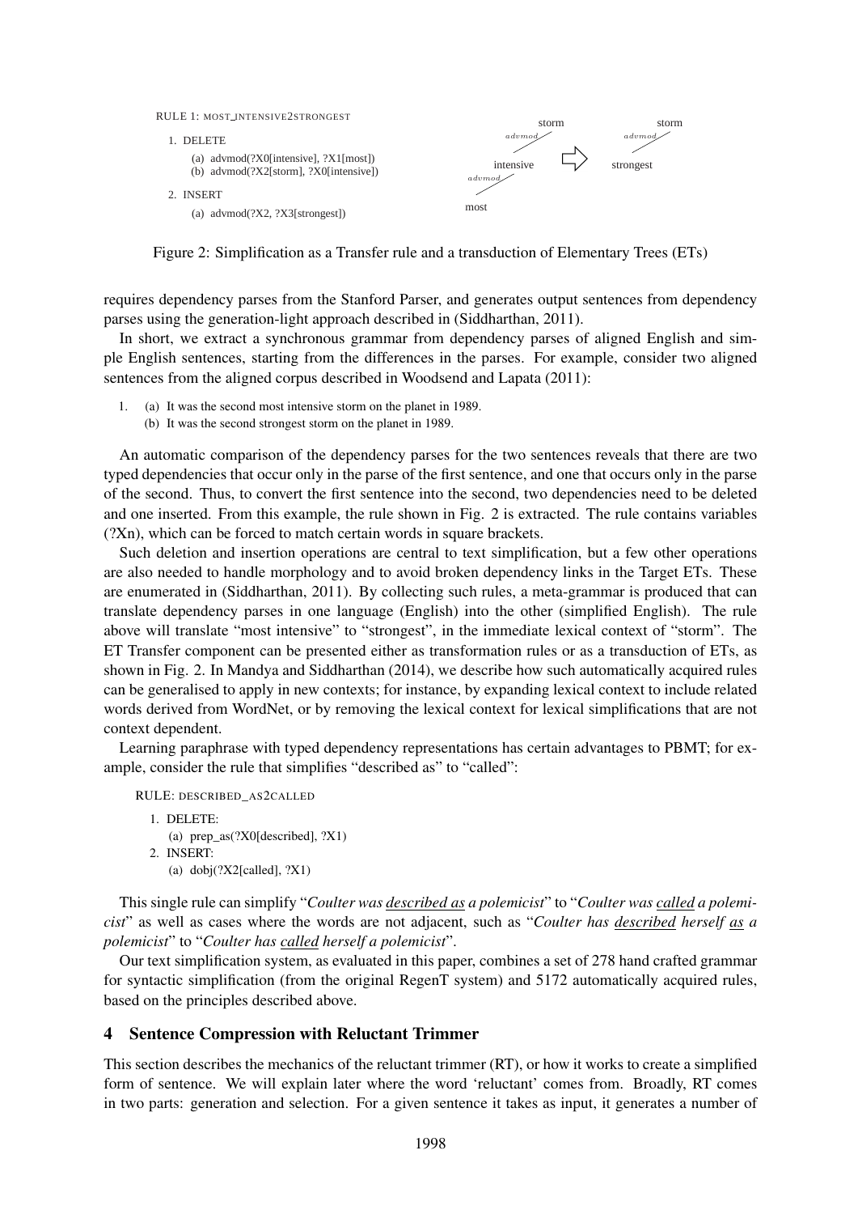RULE 1: MOST_INTENSIVE2STRONGEST

1. DELETE
   (a) advmod(?X0[intensive], ?X1[most])
   (b) advmod(?X2[storm], ?X0[intensive])
2. INSERT
   (a) advmod(?X2, ?X3[strongest])

Figure 2: Simplification as a Transfer rule and a transduction of Elementary Trees (ETs)

requires dependency parses from the Stanford Parser, and generates output sentences from dependency parses using the generation-light approach described in (Siddharthan, 2011).

In short, we extract a synchronous grammar from dependency parses of aligned English and simple English sentences, starting from the differences in the parses. For example, consider two aligned sentences from the aligned corpus described in Woodsend and Lapata (2011):

1. (a) It was the second most intensive storm on the planet in 1989.
   (b) It was the second strongest storm on the planet in 1989.

An automatic comparison of the dependency parses for the two sentences reveals that there are two typed dependencies that occur only in the parse of the first sentence, and one that occurs only in the parse of the second. Thus, to convert the first sentence into the second, two dependencies need to be deleted and one inserted. From this example, the rule shown in Fig. 2 is extracted. The rule contains variables (?Xn), which can be forced to match certain words in square brackets.

Such deletion and insertion operations are central to text simplification, but a few other operations are also needed to handle morphology and to avoid broken dependency links in the Target ETs. These are enumerated in (Siddharthan, 2011). By collecting such rules, a meta-grammar is produced that can translate dependency parses in one language (English) into the other (simplified English). The rule above will translate "most intensive" to "strongest", in the immediate lexical context of "storm". The ET Transfer component can be presented either as transformation rules or as a transduction of ETs, as shown in Fig. 2. In Mandya and Siddharthan (2014), we describe how such automatically acquired rules can be generalised to apply in new contexts; for instance, by expanding lexical context to include related words derived from WordNet, or by removing the lexical context for lexical simplifications that are not context dependent.

Learning paraphrase with typed dependency representations has certain advantages to PBMT; for example, consider the rule that simplifies "described as" to "called":

RULE: DESCRIBED_AS2CALLED

1. DELETE:
   (a) prep_as(?X0[described], ?X1)
2. INSERT:
   (a) dobj(?X2[called], ?X1)

This single rule can simplify "*Coulter was described as a polemicist*" to "*Coulter was called a polemicist*" as well as cases where the words are not adjacent, such as "*Coulter has described herself as a polemicist*" to "*Coulter has called herself a polemicist*".

Our text simplification system, as evaluated in this paper, combines a set of 278 hand crafted grammar for syntactic simplification (from the original RegenT system) and 5172 automatically acquired rules, based on the principles described above.

## 4 Sentence Compression with Reluctant Trimmer

This section describes the mechanics of the reluctant trimmer (RT), or how it works to create a simplified form of sentence. We will explain later where the word 'reluctant' comes from. Broadly, RT comes in two parts: generation and selection. For a given sentence it takes as input, it generates a number of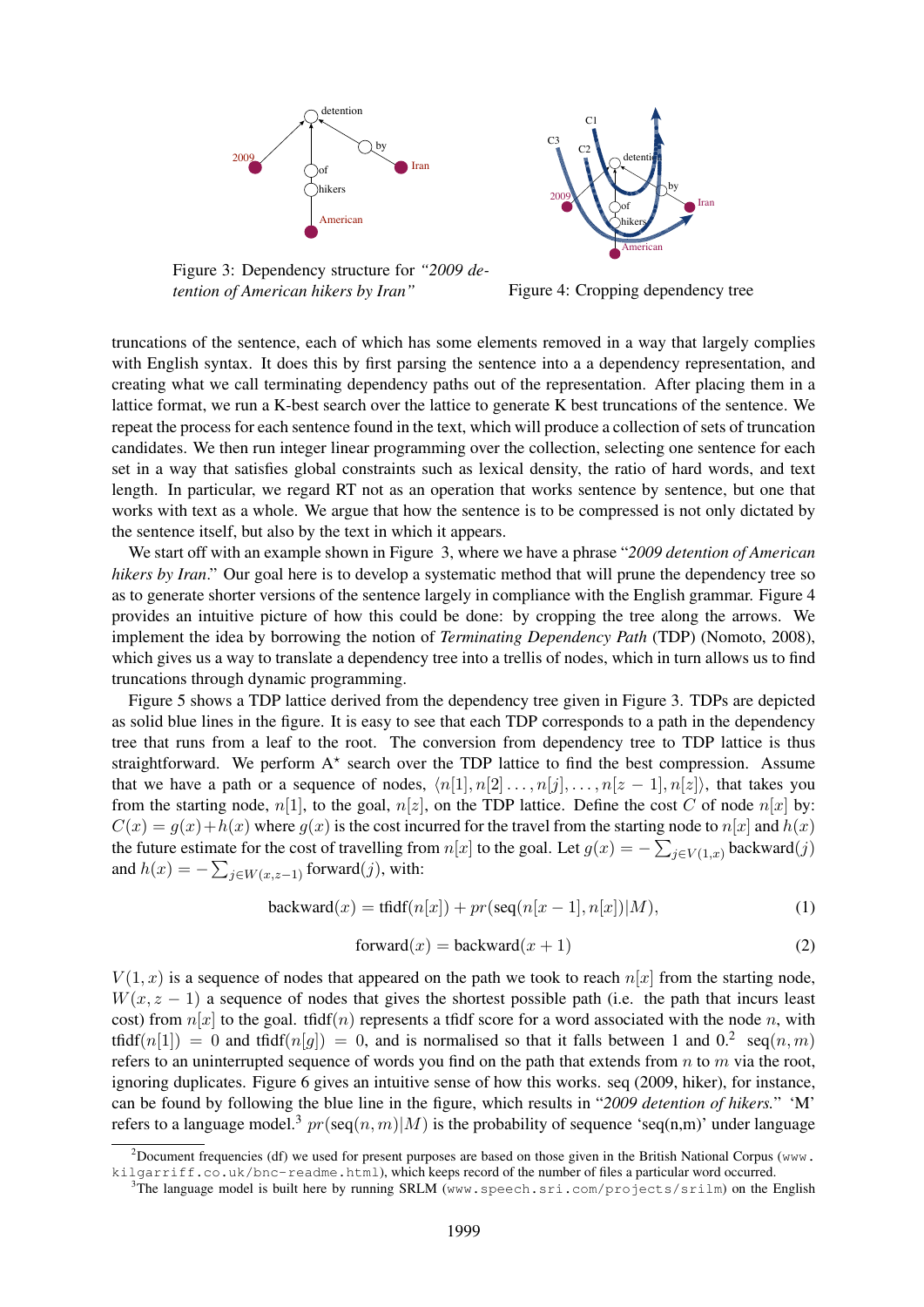Figure 3: Dependency structure for *"2009 detention of American hikers by Iran"*

Figure 4: Cropping dependency tree

truncations of the sentence, each of which has some elements removed in a way that largely complies with English syntax. It does this by first parsing the sentence into a a dependency representation, and creating what we call terminating dependency paths out of the representation. After placing them in a lattice format, we run a K-best search over the lattice to generate K best truncations of the sentence. We repeat the process for each sentence found in the text, which will produce a collection of sets of truncation candidates. We then run integer linear programming over the collection, selecting one sentence for each set in a way that satisfies global constraints such as lexical density, the ratio of hard words, and text length. In particular, we regard RT not as an operation that works sentence by sentence, but one that works with text as a whole. We argue that how the sentence is to be compressed is not only dictated by the sentence itself, but also by the text in which it appears.

We start off with an example shown in Figure 3, where we have a phrase "*2009 detention of American hikers by Iran*." Our goal here is to develop a systematic method that will prune the dependency tree so as to generate shorter versions of the sentence largely in compliance with the English grammar. Figure 4 provides an intuitive picture of how this could be done: by cropping the tree along the arrows. We implement the idea by borrowing the notion of *Terminating Dependency Path* (TDP) (Nomoto, 2008), which gives us a way to translate a dependency tree into a trellis of nodes, which in turn allows us to find truncations through dynamic programming.

Figure 5 shows a TDP lattice derived from the dependency tree given in Figure 3. TDPs are depicted as solid blue lines in the figure. It is easy to see that each TDP corresponds to a path in the dependency tree that runs from a leaf to the root. The conversion from dependency tree to TDP lattice is thus straightforward. We perform A$^\star$ search over the TDP lattice to find the best compression. Assume that we have a path or a sequence of nodes, $\langle n[1], n[2] \dots, n[j], \dots, n[z-1], n[z] \rangle$, that takes you from the starting node, $n[1]$, to the goal, $n[z]$, on the TDP lattice. Define the cost $C$ of node $n[x]$ by: $C(x) = g(x) + h(x)$ where $g(x)$ is the cost incurred for the travel from the starting node to $n[x]$ and $h(x)$ the future estimate for the cost of travelling from $n[x]$ to the goal. Let $g(x) = -\sum_{j \in V(1,x)} \text{backward}(j)$ and $h(x) = -\sum_{j \in W(x,z-1)} \text{forward}(j)$, with:

$$\text{backward}(x) = \text{tfidf}(n[x]) + pr(\text{seq}(n[x-1], n[x])|M), \tag{1}$$

$$\text{forward}(x) = \text{backward}(x+1) \tag{2}$$

$V(1, x)$ is a sequence of nodes that appeared on the path we took to reach $n[x]$ from the starting node, $W(x, z-1)$ a sequence of nodes that gives the shortest possible path (i.e. the path that incurs least cost) from $n[x]$ to the goal. tfidf($n$) represents a tfidf score for a word associated with the node $n$, with tfidf($n[1]$) = 0 and tfidf($n[g]$) = 0, and is normalised so that it falls between 1 and 0.[2] seq($n, m$) refers to an uninterrupted sequence of words you find on the path that extends from $n$ to $m$ via the root, ignoring duplicates. Figure 6 gives an intuitive sense of how this works. seq (2009, hiker), for instance, can be found by following the blue line in the figure, which results in "*2009 detention of hikers.*" 'M' refers to a language model.[3] $pr(\text{seq}(n, m)|M)$ is the probability of sequence 'seq(n,m)' under language

[2]Document frequencies (df) we used for present purposes are based on those given in the British National Corpus (www.kilgarriff.co.uk/bnc-readme.html), which keeps record of the number of files a particular word occurred.

[3]The language model is built here by running SRLM (www.speech.sri.com/projects/srilm) on the English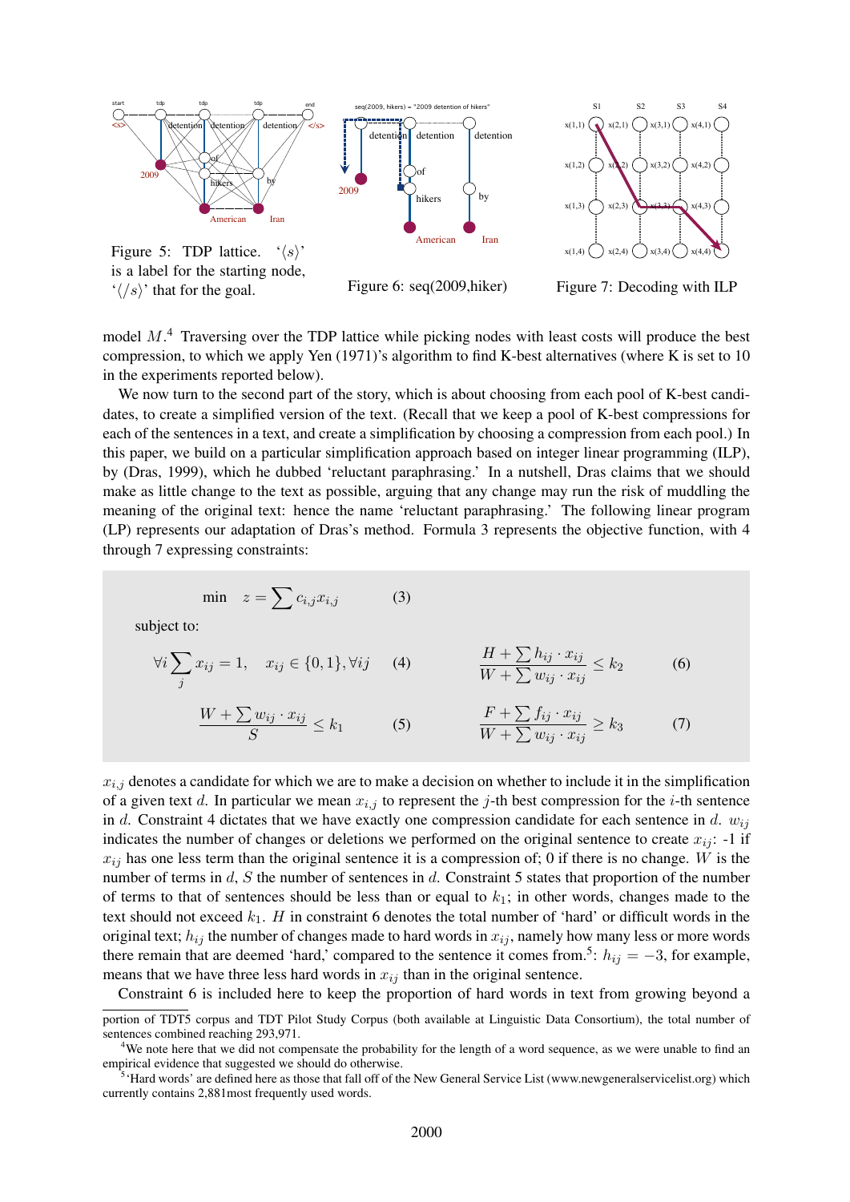Figure 5: TDP lattice. '$\langle s \rangle$' is a label for the starting node, '$\langle /s \rangle$' that for the goal.

Figure 6: seq(2009,hiker)

Figure 7: Decoding with ILP

model $M$.[4] Traversing over the TDP lattice while picking nodes with least costs will produce the best compression, to which we apply Yen (1971)'s algorithm to find K-best alternatives (where K is set to 10 in the experiments reported below).

We now turn to the second part of the story, which is about choosing from each pool of K-best candidates, to create a simplified version of the text. (Recall that we keep a pool of K-best compressions for each of the sentences in a text, and create a simplification by choosing a compression from each pool.) In this paper, we build on a particular simplification approach based on integer linear programming (ILP), by (Dras, 1999), which he dubbed 'reluctant paraphrasing.' In a nutshell, Dras claims that we should make as little change to the text as possible, arguing that any change may run the risk of muddling the meaning of the original text: hence the name 'reluctant paraphrasing.' The following linear program (LP) represents our adaptation of Dras's method. Formula 3 represents the objective function, with 4 through 7 expressing constraints:

$$\min \quad z = \sum c_{i,j} x_{i,j} \tag{3}$$

subject to:

$$\forall i \sum_j x_{ij} = 1, \quad x_{ij} \in \{0, 1\}, \forall ij \tag{4}$$

$$\frac{W + \sum w_{ij} \cdot x_{ij}}{S} \le k_1 \tag{5}$$

$$\frac{H + \sum h_{ij} \cdot x_{ij}}{W + \sum w_{ij} \cdot x_{ij}} \le k_2 \tag{6}$$

$$\frac{F + \sum f_{ij} \cdot x_{ij}}{W + \sum w_{ij} \cdot x_{ij}} \ge k_3 \tag{7}$$

$x_{i,j}$ denotes a candidate for which we are to make a decision on whether to include it in the simplification of a given text $d$. In particular we mean $x_{i,j}$ to represent the $j$-th best compression for the $i$-th sentence in $d$. Constraint 4 dictates that we have exactly one compression candidate for each sentence in $d$. $w_{ij}$ indicates the number of changes or deletions we performed on the original sentence to create $x_{ij}$: -1 if $x_{ij}$ has one less term than the original sentence it is a compression of; 0 if there is no change. $W$ is the number of terms in $d$, $S$ the number of sentences in $d$. Constraint 5 states that proportion of the number of terms to that of sentences should be less than or equal to $k_1$; in other words, changes made to the text should not exceed $k_1$. $H$ in constraint 6 denotes the total number of 'hard' or difficult words in the original text; $h_{ij}$ the number of changes made to hard words in $x_{ij}$, namely how many less or more words there remain that are deemed 'hard,' compared to the sentence it comes from.[5]: $h_{ij} = -3$, for example, means that we have three less hard words in $x_{ij}$ than in the original sentence.

Constraint 6 is included here to keep the proportion of hard words in text from growing beyond a

---

portion of TDT5 corpus and TDT Pilot Study Corpus (both available at Linguistic Data Consortium), the total number of sentences combined reaching 293,971.

[4] We note here that we did not compensate the probability for the length of a word sequence, as we were unable to find an empirical evidence that suggested we should do otherwise.

[5] 'Hard words' are defined here as those that fall off of the New General Service List (www.newgeneralservicelist.org) which currently contains 2,881most frequently used words.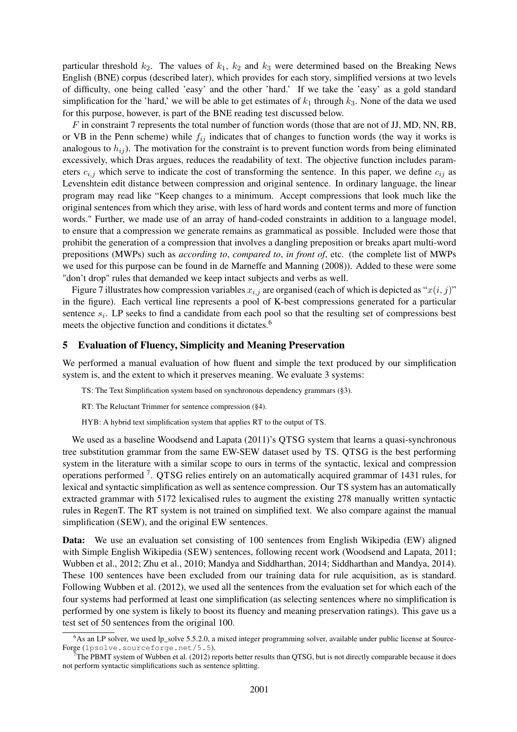particular threshold $k_2$. The values of $k_1$, $k_2$ and $k_3$ were determined based on the Breaking News English (BNE) corpus (described later), which provides for each story, simplified versions at two levels of difficulty, one being called 'easy' and the other 'hard.' If we take the 'easy' as a gold standard simplification for the 'hard,' we will be able to get estimates of $k_1$ through $k_3$. None of the data we used for this purpose, however, is part of the BNE reading test discussed below.

$F$ in constraint 7 represents the total number of function words (those that are not of JJ, MD, NN, RB, or VB in the Penn scheme) while $f_{ij}$ indicates that of changes to function words (the way it works is analogous to $h_{ij}$). The motivation for the constraint is to prevent function words from being eliminated excessively, which Dras argues, reduces the readability of text. The objective function includes parameters $c_{i,j}$ which serve to indicate the cost of transforming the sentence. In this paper, we define $c_{ij}$ as Levenshtein edit distance between compression and original sentence. In ordinary language, the linear program may read like "Keep changes to a minimum. Accept compressions that look much like the original sentences from which they arise, with less of hard words and content terms and more of function words." Further, we made use of an array of hand-coded constraints in addition to a language model, to ensure that a compression we generate remains as grammatical as possible. Included were those that prohibit the generation of a compression that involves a dangling preposition or breaks apart multi-word prepositions (MWPs) such as *according to*, *compared to*, *in front of*, etc. (the complete list of MWPs we used for this purpose can be found in de Marneffe and Manning (2008)). Added to these were some "don't drop" rules that demanded we keep intact subjects and verbs as well.

Figure 7 illustrates how compression variables $x_{i,j}$ are organised (each of which is depicted as "$x(i, j)$" in the figure). Each vertical line represents a pool of K-best compressions generated for a particular sentence $s_i$. LP seeks to find a candidate from each pool so that the resulting set of compressions best meets the objective function and conditions it dictates.[6]

## 5 Evaluation of Fluency, Simplicity and Meaning Preservation

We performed a manual evaluation of how fluent and simple the text produced by our simplification system is, and the extent to which it preserves meaning. We evaluate 3 systems:

TS: The Text Simplification system based on synchronous dependency grammars (§3).

RT: The Reluctant Trimmer for sentence compression (§4).

HYB: A hybrid text simplification system that applies RT to the output of TS.

We used as a baseline Woodsend and Lapata (2011)'s QTSG system that learns a quasi-synchronous tree substitution grammar from the same EW-SEW dataset used by TS. QTSG is the best performing system in the literature with a similar scope to ours in terms of the syntactic, lexical and compression operations performed [7]. QTSG relies entirely on an automatically acquired grammar of 1431 rules, for lexical and syntactic simplification as well as sentence compression. Our TS system has an automatically extracted grammar with 5172 lexicalised rules to augment the existing 278 manually written syntactic rules in RegenT. The RT system is not trained on simplified text. We also compare against the manual simplification (SEW), and the original EW sentences.

**Data:** We use an evaluation set consisting of 100 sentences from English Wikipedia (EW) aligned with Simple English Wikipedia (SEW) sentences, following recent work (Woodsend and Lapata, 2011; Wubben et al., 2012; Zhu et al., 2010; Mandya and Siddharthan, 2014; Siddharthan and Mandya, 2014). These 100 sentences have been excluded from our training data for rule acquisition, as is standard. Following Wubben et al. (2012), we used all the sentences from the evaluation set for which each of the four systems had performed at least one simplification (as selecting sentences where no simplification is performed by one system is likely to boost its fluency and meaning preservation ratings). This gave us a test set of 50 sentences from the original 100.

[6] As an LP solver, we used lp_solve 5.5.2.0, a mixed integer programming solver, available under public license at SourceForge (lpsolve.sourceforge.net/5.5).

[7] The PBMT system of Wubben et al. (2012) reports better results than QTSG, but is not directly comparable because it does not perform syntactic simplifications such as sentence splitting.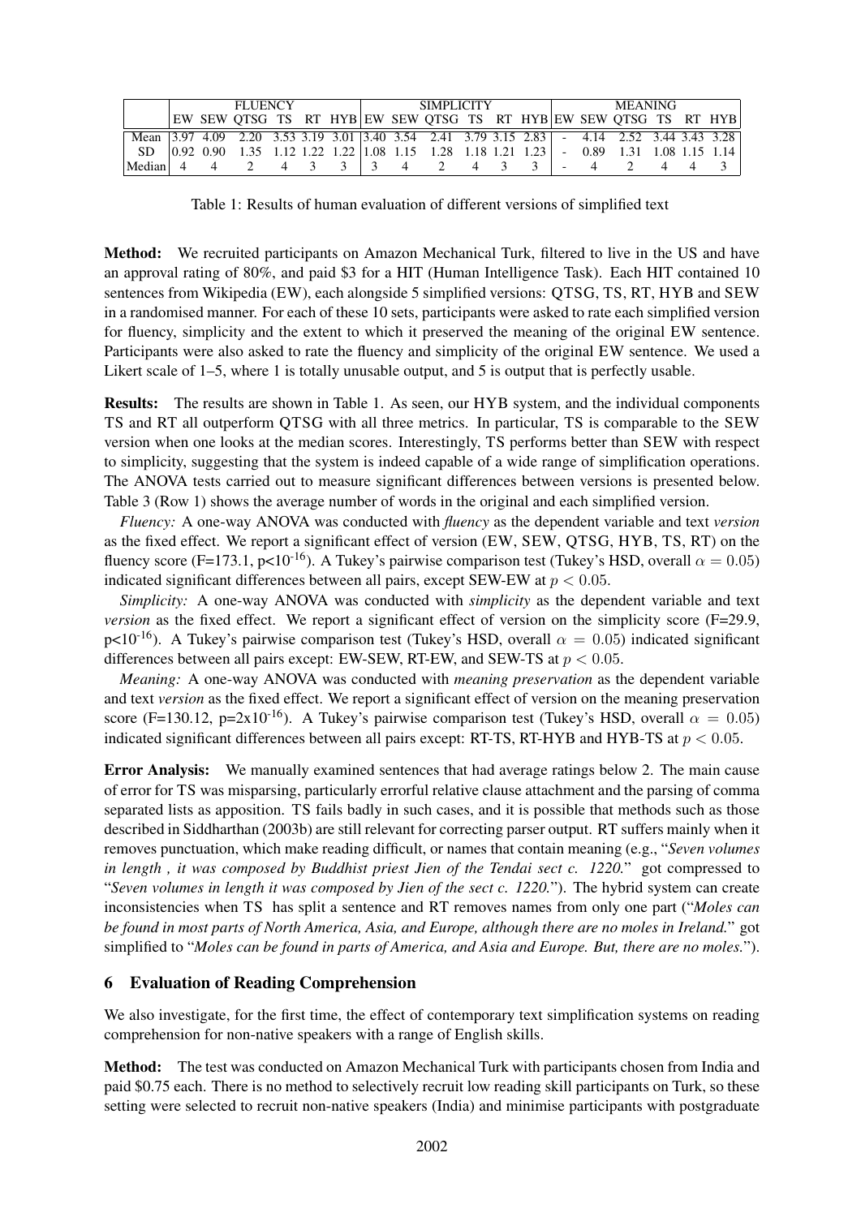| | FLUENCY | | | | | | SIMPLICITY | | | | | | MEANING | | | | | |
|---|---|---|---|---|---|---|---|---|---|---|---|---|---|---|---|---|---|---|
| | EW | SEW | QTSG | TS | RT | HYB | EW | SEW | QTSG | TS | RT | HYB | EW | SEW | QTSG | TS | RT | HYB |
| Mean | 3.97 | 4.09 | 2.20 | 3.53 | 3.19 | 3.01 | 3.40 | 3.54 | 2.41 | 3.79 | 3.15 | 2.83 | - | 4.14 | 2.52 | 3.44 | 3.43 | 3.28 |
| SD | 0.92 | 0.90 | 1.35 | 1.12 | 1.22 | 1.22 | 1.08 | 1.15 | 1.28 | 1.18 | 1.21 | 1.23 | - | 0.89 | 1.31 | 1.08 | 1.15 | 1.14 |
| Median | 4 | 4 | 2 | 4 | 3 | 3 | 3 | 4 | 2 | 4 | 3 | 3 | - | 4 | 2 | 4 | 4 | 3 |

Table 1: Results of human evaluation of different versions of simplified text

**Method:** We recruited participants on Amazon Mechanical Turk, filtered to live in the US and have an approval rating of 80%, and paid $3 for a HIT (Human Intelligence Task). Each HIT contained 10 sentences from Wikipedia (EW), each alongside 5 simplified versions: QTSG, TS, RT, HYB and SEW in a randomised manner. For each of these 10 sets, participants were asked to rate each simplified version for fluency, simplicity and the extent to which it preserved the meaning of the original EW sentence. Participants were also asked to rate the fluency and simplicity of the original EW sentence. We used a Likert scale of 1–5, where 1 is totally unusable output, and 5 is output that is perfectly usable.

**Results:** The results are shown in Table 1. As seen, our HYB system, and the individual components TS and RT all outperform QTSG with all three metrics. In particular, TS is comparable to the SEW version when one looks at the median scores. Interestingly, TS performs better than SEW with respect to simplicity, suggesting that the system is indeed capable of a wide range of simplification operations. The ANOVA tests carried out to measure significant differences between versions is presented below. Table 3 (Row 1) shows the average number of words in the original and each simplified version.

*Fluency:* A one-way ANOVA was conducted with *fluency* as the dependent variable and text *version* as the fixed effect. We report a significant effect of version (EW, SEW, QTSG, HYB, TS, RT) on the fluency score (F=173.1, p<$10^{-16}$). A Tukey's pairwise comparison test (Tukey's HSD, overall $\alpha = 0.05$) indicated significant differences between all pairs, except SEW-EW at $p < 0.05$.

*Simplicity:* A one-way ANOVA was conducted with *simplicity* as the dependent variable and text *version* as the fixed effect. We report a significant effect of version on the simplicity score (F=29.9, p<$10^{-16}$). A Tukey's pairwise comparison test (Tukey's HSD, overall $\alpha = 0.05$) indicated significant differences between all pairs except: EW-SEW, RT-EW, and SEW-TS at $p < 0.05$.

*Meaning:* A one-way ANOVA was conducted with *meaning preservation* as the dependent variable and text *version* as the fixed effect. We report a significant effect of version on the meaning preservation score (F=130.12, p=2x$10^{-16}$). A Tukey's pairwise comparison test (Tukey's HSD, overall $\alpha = 0.05$) indicated significant differences between all pairs except: RT-TS, RT-HYB and HYB-TS at $p < 0.05$.

**Error Analysis:** We manually examined sentences that had average ratings below 2. The main cause of error for TS was misparsing, particularly errorful relative clause attachment and the parsing of comma separated lists as apposition. TS fails badly in such cases, and it is possible that methods such as those described in Siddharthan (2003b) are still relevant for correcting parser output. RT suffers mainly when it removes punctuation, which make reading difficult, or names that contain meaning (e.g., "*Seven volumes in length , it was composed by Buddhist priest Jien of the Tendai sect c. 1220.*" got compressed to "*Seven volumes in length it was composed by Jien of the sect c. 1220.*"). The hybrid system can create inconsistencies when TS has split a sentence and RT removes names from only one part ("*Moles can be found in most parts of North America, Asia, and Europe, although there are no moles in Ireland.*" got simplified to "*Moles can be found in parts of America, and Asia and Europe. But, there are no moles.*").

## 6 Evaluation of Reading Comprehension

We also investigate, for the first time, the effect of contemporary text simplification systems on reading comprehension for non-native speakers with a range of English skills.

**Method:** The test was conducted on Amazon Mechanical Turk with participants chosen from India and paid $0.75 each. There is no method to selectively recruit low reading skill participants on Turk, so these setting were selected to recruit non-native speakers (India) and minimise participants with postgraduate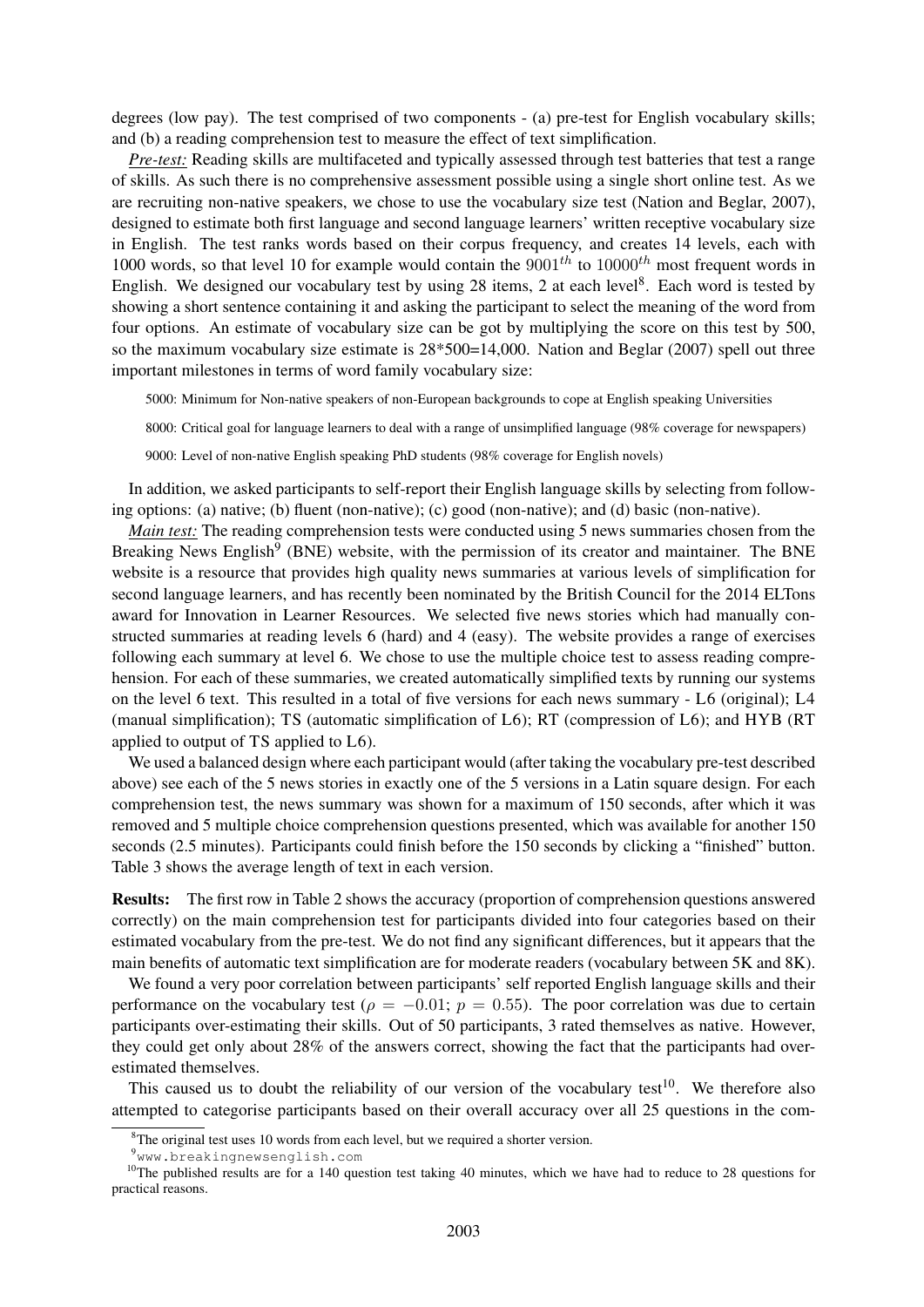degrees (low pay). The test comprised of two components - (a) pre-test for English vocabulary skills; and (b) a reading comprehension test to measure the effect of text simplification.

***Pre-test:*** Reading skills are multifaceted and typically assessed through test batteries that test a range of skills. As such there is no comprehensive assessment possible using a single short online test. As we are recruiting non-native speakers, we chose to use the vocabulary size test (Nation and Beglar, 2007), designed to estimate both first language and second language learners' written receptive vocabulary size in English. The test ranks words based on their corpus frequency, and creates 14 levels, each with 1000 words, so that level 10 for example would contain the $9001^{th}$ to $10000^{th}$ most frequent words in English. We designed our vocabulary test by using 28 items, 2 at each level[8]. Each word is tested by showing a short sentence containing it and asking the participant to select the meaning of the word from four options. An estimate of vocabulary size can be got by multiplying the score on this test by 500, so the maximum vocabulary size estimate is 28*500=14,000. Nation and Beglar (2007) spell out three important milestones in terms of word family vocabulary size:

5000: Minimum for Non-native speakers of non-European backgrounds to cope at English speaking Universities

8000: Critical goal for language learners to deal with a range of unsimplified language (98% coverage for newspapers)

9000: Level of non-native English speaking PhD students (98% coverage for English novels)

In addition, we asked participants to self-report their English language skills by selecting from following options: (a) native; (b) fluent (non-native); (c) good (non-native); and (d) basic (non-native).

***Main test:*** The reading comprehension tests were conducted using 5 news summaries chosen from the Breaking News English[9] (BNE) website, with the permission of its creator and maintainer. The BNE website is a resource that provides high quality news summaries at various levels of simplification for second language learners, and has recently been nominated by the British Council for the 2014 ELTons award for Innovation in Learner Resources. We selected five news stories which had manually constructed summaries at reading levels 6 (hard) and 4 (easy). The website provides a range of exercises following each summary at level 6. We chose to use the multiple choice test to assess reading comprehension. For each of these summaries, we created automatically simplified texts by running our systems on the level 6 text. This resulted in a total of five versions for each news summary - L6 (original); L4 (manual simplification); TS (automatic simplification of L6); RT (compression of L6); and HYB (RT applied to output of TS applied to L6).

We used a balanced design where each participant would (after taking the vocabulary pre-test described above) see each of the 5 news stories in exactly one of the 5 versions in a Latin square design. For each comprehension test, the news summary was shown for a maximum of 150 seconds, after which it was removed and 5 multiple choice comprehension questions presented, which was available for another 150 seconds (2.5 minutes). Participants could finish before the 150 seconds by clicking a "finished" button. Table 3 shows the average length of text in each version.

**Results:** The first row in Table 2 shows the accuracy (proportion of comprehension questions answered correctly) on the main comprehension test for participants divided into four categories based on their estimated vocabulary from the pre-test. We do not find any significant differences, but it appears that the main benefits of automatic text simplification are for moderate readers (vocabulary between 5K and 8K).

We found a very poor correlation between participants' self reported English language skills and their performance on the vocabulary test ($\rho = -0.01$; $p = 0.55$). The poor correlation was due to certain participants over-estimating their skills. Out of 50 participants, 3 rated themselves as native. However, they could get only about 28% of the answers correct, showing the fact that the participants had over-estimated themselves.

This caused us to doubt the reliability of our version of the vocabulary test[10]. We therefore also attempted to categorise participants based on their overall accuracy over all 25 questions in the com-

[8] The original test uses 10 words from each level, but we required a shorter version.

[9] www.breakingnewsenglish.com

[10] The published results are for a 140 question test taking 40 minutes, which we have had to reduce to 28 questions for practical reasons.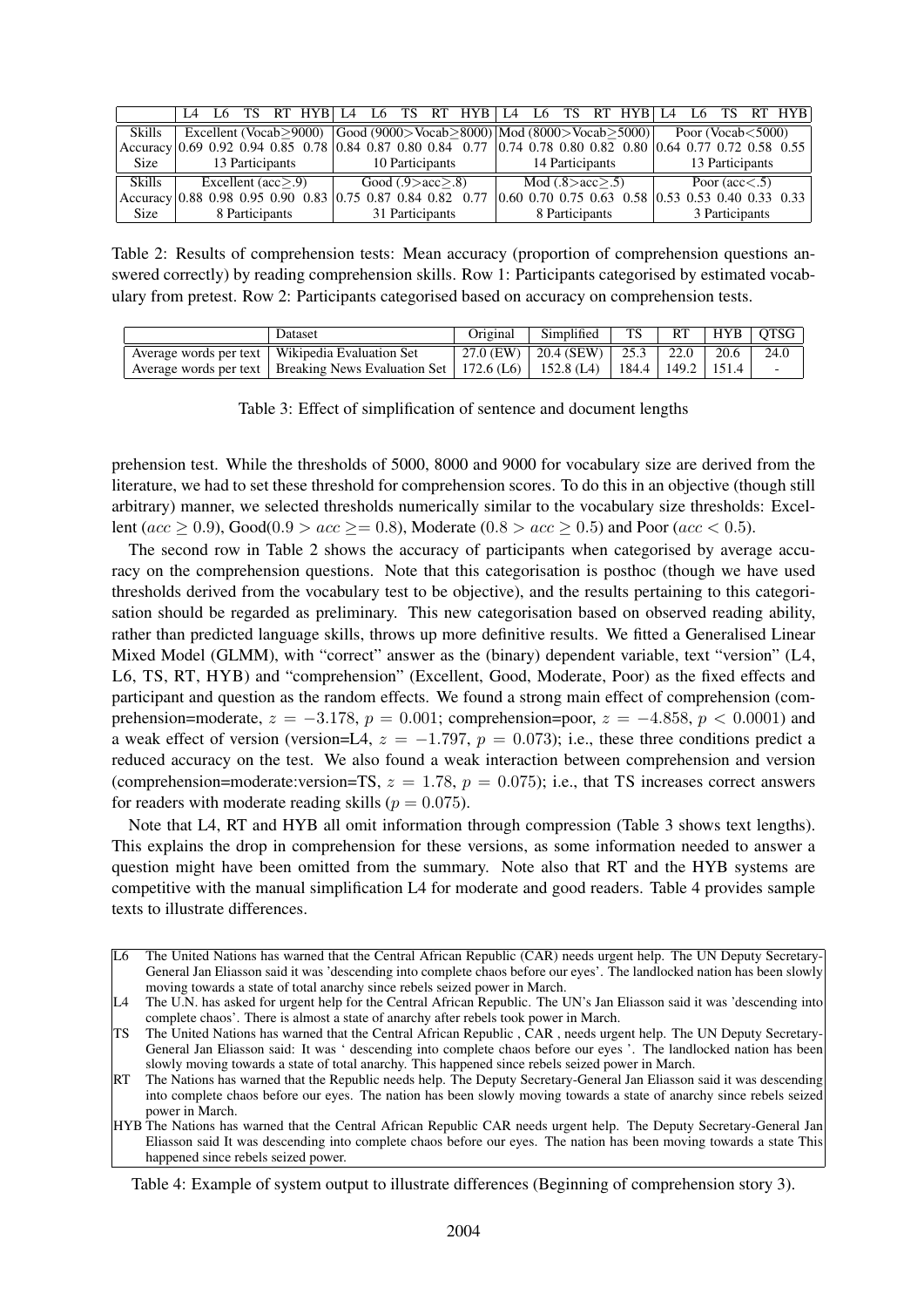| | L4 | L6 | TS | RT | HYB | L4 | L6 | TS | RT | HYB | L4 | L6 | TS | RT | HYB | L4 | L6 | TS | RT | HYB |
|---|---|---|---|---|---|---|---|---|---|---|---|---|---|---|---|---|---|---|---|---|
| Skills | Excellent (Vocab≥9000) | | | | | Good (9000>Vocab≥8000) | | | | | Mod (8000>Vocab≥5000) | | | | | Poor (Vocab<5000) | | | | |
| Accuracy | 0.69 | 0.92 | 0.94 | 0.85 | 0.78 | 0.84 | 0.87 | 0.80 | 0.84 | 0.77 | 0.74 | 0.78 | 0.80 | 0.82 | 0.80 | 0.64 | 0.77 | 0.72 | 0.58 | 0.55 |
| Size | 13 Participants | | | | | 10 Participants | | | | | 14 Participants | | | | | 13 Participants | | | | |
| Skills | Excellent (acc≥.9) | | | | | Good (.9>acc≥.8) | | | | | Mod (.8>acc≥.5) | | | | | Poor (acc<.5) | | | | |
| Accuracy | 0.88 | 0.98 | 0.95 | 0.90 | 0.83 | 0.75 | 0.87 | 0.84 | 0.82 | 0.77 | 0.60 | 0.70 | 0.75 | 0.63 | 0.58 | 0.53 | 0.53 | 0.40 | 0.33 | 0.33 |
| Size | 8 Participants | | | | | 31 Participants | | | | | 8 Participants | | | | | 3 Participants | | | | |

Table 2: Results of comprehension tests: Mean accuracy (proportion of comprehension questions answered correctly) by reading comprehension skills. Row 1: Participants categorised by estimated vocabulary from pretest. Row 2: Participants categorised based on accuracy on comprehension tests.

| | Dataset | Original | Simplified | TS | RT | HYB | QTSG |
|---|---|---|---|---|---|---|---|
| Average words per text | Wikipedia Evaluation Set | 27.0 (EW) | 20.4 (SEW) | 25.3 | 22.0 | 20.6 | 24.0 |
| Average words per text | Breaking News Evaluation Set | 172.6 (L6) | 152.8 (L4) | 184.4 | 149.2 | 151.4 | - |

Table 3: Effect of simplification of sentence and document lengths

prehension test. While the thresholds of 5000, 8000 and 9000 for vocabulary size are derived from the literature, we had to set these threshold for comprehension scores. To do this in an objective (though still arbitrary) manner, we selected thresholds numerically similar to the vocabulary size thresholds: Excellent ($acc \geq 0.9$), Good($0.9 > acc \geq= 0.8$), Moderate ($0.8 > acc \geq 0.5$) and Poor ($acc < 0.5$).

The second row in Table 2 shows the accuracy of participants when categorised by average accuracy on the comprehension questions. Note that this categorisation is posthoc (though we have used thresholds derived from the vocabulary test to be objective), and the results pertaining to this categorisation should be regarded as preliminary. This new categorisation based on observed reading ability, rather than predicted language skills, throws up more definitive results. We fitted a Generalised Linear Mixed Model (GLMM), with "correct" answer as the (binary) dependent variable, text "version" (L4, L6, TS, RT, HYB) and "comprehension" (Excellent, Good, Moderate, Poor) as the fixed effects and participant and question as the random effects. We found a strong main effect of comprehension (comprehension=moderate, $z = -3.178$, $p = 0.001$; comprehension=poor, $z = -4.858$, $p < 0.0001$) and a weak effect of version (version=L4, $z = -1.797$, $p = 0.073$); i.e., these three conditions predict a reduced accuracy on the test. We also found a weak interaction between comprehension and version (comprehension=moderate:version=TS, $z = 1.78$, $p = 0.075$); i.e., that TS increases correct answers for readers with moderate reading skills ($p = 0.075$).

Note that L4, RT and HYB all omit information through compression (Table 3 shows text lengths). This explains the drop in comprehension for these versions, as some information needed to answer a question might have been omitted from the summary. Note also that RT and the HYB systems are competitive with the manual simplification L4 for moderate and good readers. Table 4 provides sample texts to illustrate differences.

| | |
|---|---|
| L6 | The United Nations has warned that the Central African Republic (CAR) needs urgent help. The UN Deputy Secretary-General Jan Eliasson said it was 'descending into complete chaos before our eyes'. The landlocked nation has been slowly moving towards a state of total anarchy since rebels seized power in March. |
| L4 | The U.N. has asked for urgent help for the Central African Republic. The UN's Jan Eliasson said it was 'descending into complete chaos'. There is almost a state of anarchy after rebels took power in March. |
| TS | The United Nations has warned that the Central African Republic , CAR , needs urgent help. The UN Deputy Secretary-General Jan Eliasson said: It was ' descending into complete chaos before our eyes '. The landlocked nation has been slowly moving towards a state of total anarchy. This happened since rebels seized power in March. |
| RT | The Nations has warned that the Republic needs help. The Deputy Secretary-General Jan Eliasson said it was descending into complete chaos before our eyes. The nation has been slowly moving towards a state of anarchy since rebels seized power in March. |
| HYB | The Nations has warned that the Central African Republic CAR needs urgent help. The Deputy Secretary-General Jan Eliasson said It was descending into complete chaos before our eyes. The nation has been moving towards a state This happened since rebels seized power. |

Table 4: Example of system output to illustrate differences (Beginning of comprehension story 3).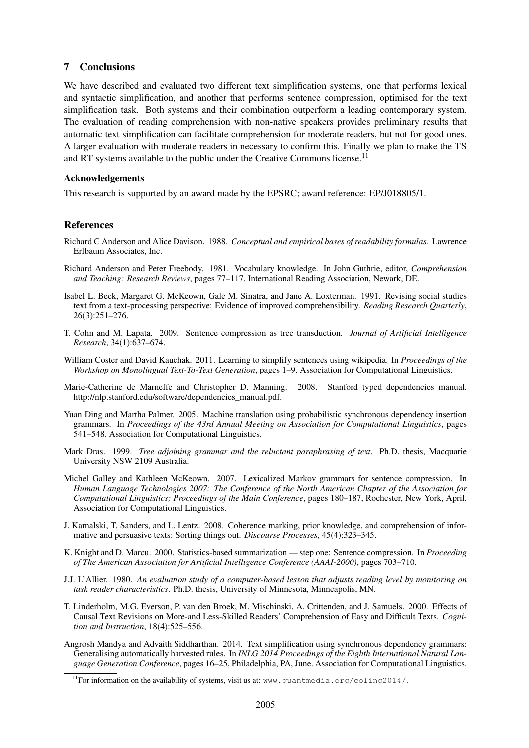## 7 Conclusions

We have described and evaluated two different text simplification systems, one that performs lexical and syntactic simplification, and another that performs sentence compression, optimised for the text simplification task. Both systems and their combination outperform a leading contemporary system. The evaluation of reading comprehension with non-native speakers provides preliminary results that automatic text simplification can facilitate comprehension for moderate readers, but not for good ones. A larger evaluation with moderate readers in necessary to confirm this. Finally we plan to make the TS and RT systems available to the public under the Creative Commons license.[11]

### Acknowledgements

This research is supported by an award made by the EPSRC; award reference: EP/J018805/1.

## References

Richard C Anderson and Alice Davison. 1988. *Conceptual and empirical bases of readability formulas.* Lawrence Erlbaum Associates, Inc.

Richard Anderson and Peter Freebody. 1981. Vocabulary knowledge. In John Guthrie, editor, *Comprehension and Teaching: Research Reviews*, pages 77–117. International Reading Association, Newark, DE.

Isabel L. Beck, Margaret G. McKeown, Gale M. Sinatra, and Jane A. Loxterman. 1991. Revising social studies text from a text-processing perspective: Evidence of improved comprehensibility. *Reading Research Quarterly*, 26(3):251–276.

T. Cohn and M. Lapata. 2009. Sentence compression as tree transduction. *Journal of Artificial Intelligence Research*, 34(1):637–674.

William Coster and David Kauchak. 2011. Learning to simplify sentences using wikipedia. In *Proceedings of the Workshop on Monolingual Text-To-Text Generation*, pages 1–9. Association for Computational Linguistics.

Marie-Catherine de Marneffe and Christopher D. Manning. 2008. Stanford typed dependencies manual. http://nlp.stanford.edu/software/dependencies_manual.pdf.

Yuan Ding and Martha Palmer. 2005. Machine translation using probabilistic synchronous dependency insertion grammars. In *Proceedings of the 43rd Annual Meeting on Association for Computational Linguistics*, pages 541–548. Association for Computational Linguistics.

Mark Dras. 1999. *Tree adjoining grammar and the reluctant paraphrasing of text*. Ph.D. thesis, Macquarie University NSW 2109 Australia.

Michel Galley and Kathleen McKeown. 2007. Lexicalized Markov grammars for sentence compression. In *Human Language Technologies 2007: The Conference of the North American Chapter of the Association for Computational Linguistics; Proceedings of the Main Conference*, pages 180–187, Rochester, New York, April. Association for Computational Linguistics.

J. Kamalski, T. Sanders, and L. Lentz. 2008. Coherence marking, prior knowledge, and comprehension of informative and persuasive texts: Sorting things out. *Discourse Processes*, 45(4):323–345.

K. Knight and D. Marcu. 2000. Statistics-based summarization — step one: Sentence compression. In *Proceeding of The American Association for Artificial Intelligence Conference (AAAI-2000)*, pages 703–710.

J.J. L'Allier. 1980. *An evaluation study of a computer-based lesson that adjusts reading level by monitoring on task reader characteristics*. Ph.D. thesis, University of Minnesota, Minneapolis, MN.

T. Linderholm, M.G. Everson, P. van den Broek, M. Mischinski, A. Crittenden, and J. Samuels. 2000. Effects of Causal Text Revisions on More-and Less-Skilled Readers' Comprehension of Easy and Difficult Texts. *Cognition and Instruction*, 18(4):525–556.

Angrosh Mandya and Advaith Siddharthan. 2014. Text simplification using synchronous dependency grammars: Generalising automatically harvested rules. In *INLG 2014 Proceedings of the Eighth International Natural Language Generation Conference*, pages 16–25, Philadelphia, PA, June. Association for Computational Linguistics.

[11] For information on the availability of systems, visit us at: www.quantmedia.org/coling2014/.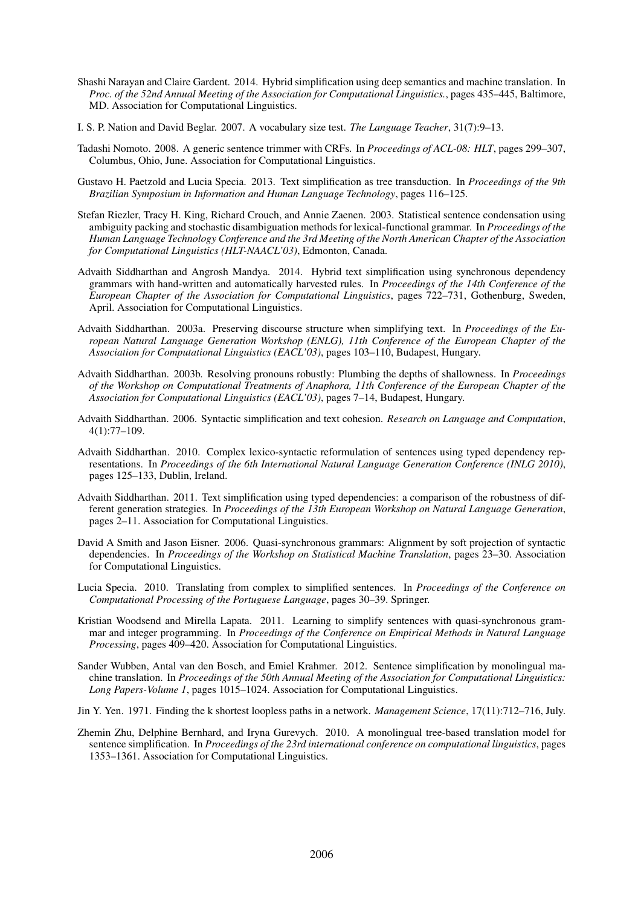Shashi Narayan and Claire Gardent. 2014. Hybrid simplification using deep semantics and machine translation. In *Proc. of the 52nd Annual Meeting of the Association for Computational Linguistics.*, pages 435–445, Baltimore, MD. Association for Computational Linguistics.

I. S. P. Nation and David Beglar. 2007. A vocabulary size test. *The Language Teacher*, 31(7):9–13.

Tadashi Nomoto. 2008. A generic sentence trimmer with CRFs. In *Proceedings of ACL-08: HLT*, pages 299–307, Columbus, Ohio, June. Association for Computational Linguistics.

Gustavo H. Paetzold and Lucia Specia. 2013. Text simplification as tree transduction. In *Proceedings of the 9th Brazilian Symposium in Information and Human Language Technology*, pages 116–125.

Stefan Riezler, Tracy H. King, Richard Crouch, and Annie Zaenen. 2003. Statistical sentence condensation using ambiguity packing and stochastic disambiguation methods for lexical-functional grammar. In *Proceedings of the Human Language Technology Conference and the 3rd Meeting of the North American Chapter of the Association for Computational Linguistics (HLT-NAACL'03)*, Edmonton, Canada.

Advaith Siddharthan and Angrosh Mandya. 2014. Hybrid text simplification using synchronous dependency grammars with hand-written and automatically harvested rules. In *Proceedings of the 14th Conference of the European Chapter of the Association for Computational Linguistics*, pages 722–731, Gothenburg, Sweden, April. Association for Computational Linguistics.

Advaith Siddharthan. 2003a. Preserving discourse structure when simplifying text. In *Proceedings of the European Natural Language Generation Workshop (ENLG), 11th Conference of the European Chapter of the Association for Computational Linguistics (EACL'03)*, pages 103–110, Budapest, Hungary.

Advaith Siddharthan. 2003b. Resolving pronouns robustly: Plumbing the depths of shallowness. In *Proceedings of the Workshop on Computational Treatments of Anaphora, 11th Conference of the European Chapter of the Association for Computational Linguistics (EACL'03)*, pages 7–14, Budapest, Hungary.

Advaith Siddharthan. 2006. Syntactic simplification and text cohesion. *Research on Language and Computation*, 4(1):77–109.

Advaith Siddharthan. 2010. Complex lexico-syntactic reformulation of sentences using typed dependency representations. In *Proceedings of the 6th International Natural Language Generation Conference (INLG 2010)*, pages 125–133, Dublin, Ireland.

Advaith Siddharthan. 2011. Text simplification using typed dependencies: a comparison of the robustness of different generation strategies. In *Proceedings of the 13th European Workshop on Natural Language Generation*, pages 2–11. Association for Computational Linguistics.

David A Smith and Jason Eisner. 2006. Quasi-synchronous grammars: Alignment by soft projection of syntactic dependencies. In *Proceedings of the Workshop on Statistical Machine Translation*, pages 23–30. Association for Computational Linguistics.

Lucia Specia. 2010. Translating from complex to simplified sentences. In *Proceedings of the Conference on Computational Processing of the Portuguese Language*, pages 30–39. Springer.

Kristian Woodsend and Mirella Lapata. 2011. Learning to simplify sentences with quasi-synchronous grammar and integer programming. In *Proceedings of the Conference on Empirical Methods in Natural Language Processing*, pages 409–420. Association for Computational Linguistics.

Sander Wubben, Antal van den Bosch, and Emiel Krahmer. 2012. Sentence simplification by monolingual machine translation. In *Proceedings of the 50th Annual Meeting of the Association for Computational Linguistics: Long Papers-Volume 1*, pages 1015–1024. Association for Computational Linguistics.

Jin Y. Yen. 1971. Finding the k shortest loopless paths in a network. *Management Science*, 17(11):712–716, July.

Zhemin Zhu, Delphine Bernhard, and Iryna Gurevych. 2010. A monolingual tree-based translation model for sentence simplification. In *Proceedings of the 23rd international conference on computational linguistics*, pages 1353–1361. Association for Computational Linguistics.